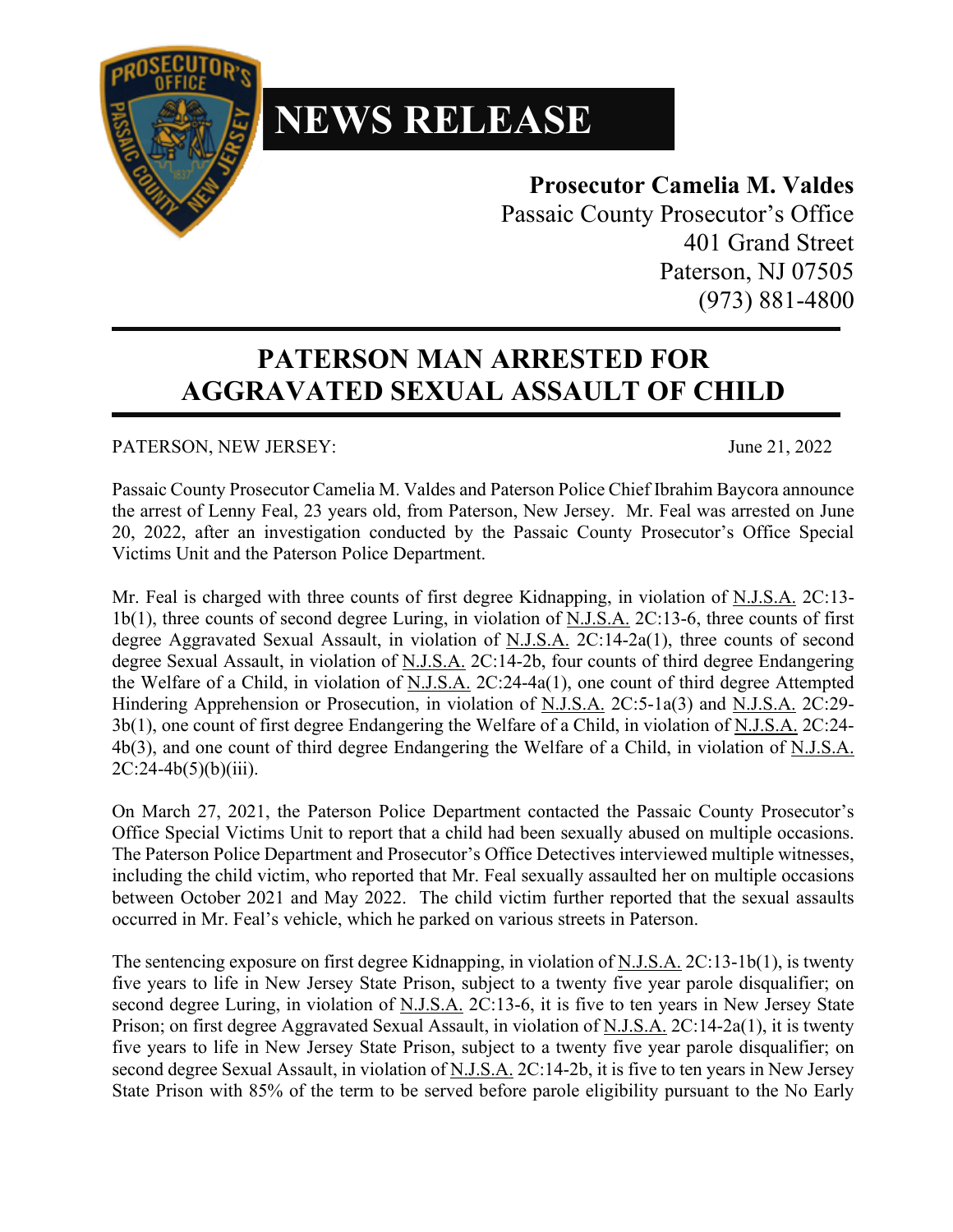# NEWS RELEASE

**Prosecutor Camelia M. Valdes**
Passaic County Prosecutor's Office
401 Grand Street
Paterson, NJ 07505
(973) 881-4800

## PATERSON MAN ARRESTED FOR AGGRAVATED SEXUAL ASSAULT OF CHILD

PATERSON, NEW JERSEY: June 21, 2022

Passaic County Prosecutor Camelia M. Valdes and Paterson Police Chief Ibrahim Baycora announce the arrest of Lenny Feal, 23 years old, from Paterson, New Jersey. Mr. Feal was arrested on June 20, 2022, after an investigation conducted by the Passaic County Prosecutor's Office Special Victims Unit and the Paterson Police Department.

Mr. Feal is charged with three counts of first degree Kidnapping, in violation of N.J.S.A. 2C:13-1b(1), three counts of second degree Luring, in violation of N.J.S.A. 2C:13-6, three counts of first degree Aggravated Sexual Assault, in violation of N.J.S.A. 2C:14-2a(1), three counts of second degree Sexual Assault, in violation of N.J.S.A. 2C:14-2b, four counts of third degree Endangering the Welfare of a Child, in violation of N.J.S.A. 2C:24-4a(1), one count of third degree Attempted Hindering Apprehension or Prosecution, in violation of N.J.S.A. 2C:5-1a(3) and N.J.S.A. 2C:29-3b(1), one count of first degree Endangering the Welfare of a Child, in violation of N.J.S.A. 2C:24-4b(3), and one count of third degree Endangering the Welfare of a Child, in violation of N.J.S.A. 2C:24-4b(5)(b)(iii).

On March 27, 2021, the Paterson Police Department contacted the Passaic County Prosecutor's Office Special Victims Unit to report that a child had been sexually abused on multiple occasions. The Paterson Police Department and Prosecutor's Office Detectives interviewed multiple witnesses, including the child victim, who reported that Mr. Feal sexually assaulted her on multiple occasions between October 2021 and May 2022. The child victim further reported that the sexual assaults occurred in Mr. Feal's vehicle, which he parked on various streets in Paterson.

The sentencing exposure on first degree Kidnapping, in violation of N.J.S.A. 2C:13-1b(1), is twenty five years to life in New Jersey State Prison, subject to a twenty five year parole disqualifier; on second degree Luring, in violation of N.J.S.A. 2C:13-6, it is five to ten years in New Jersey State Prison; on first degree Aggravated Sexual Assault, in violation of N.J.S.A. 2C:14-2a(1), it is twenty five years to life in New Jersey State Prison, subject to a twenty five year parole disqualifier; on second degree Sexual Assault, in violation of N.J.S.A. 2C:14-2b, it is five to ten years in New Jersey State Prison with 85% of the term to be served before parole eligibility pursuant to the No Early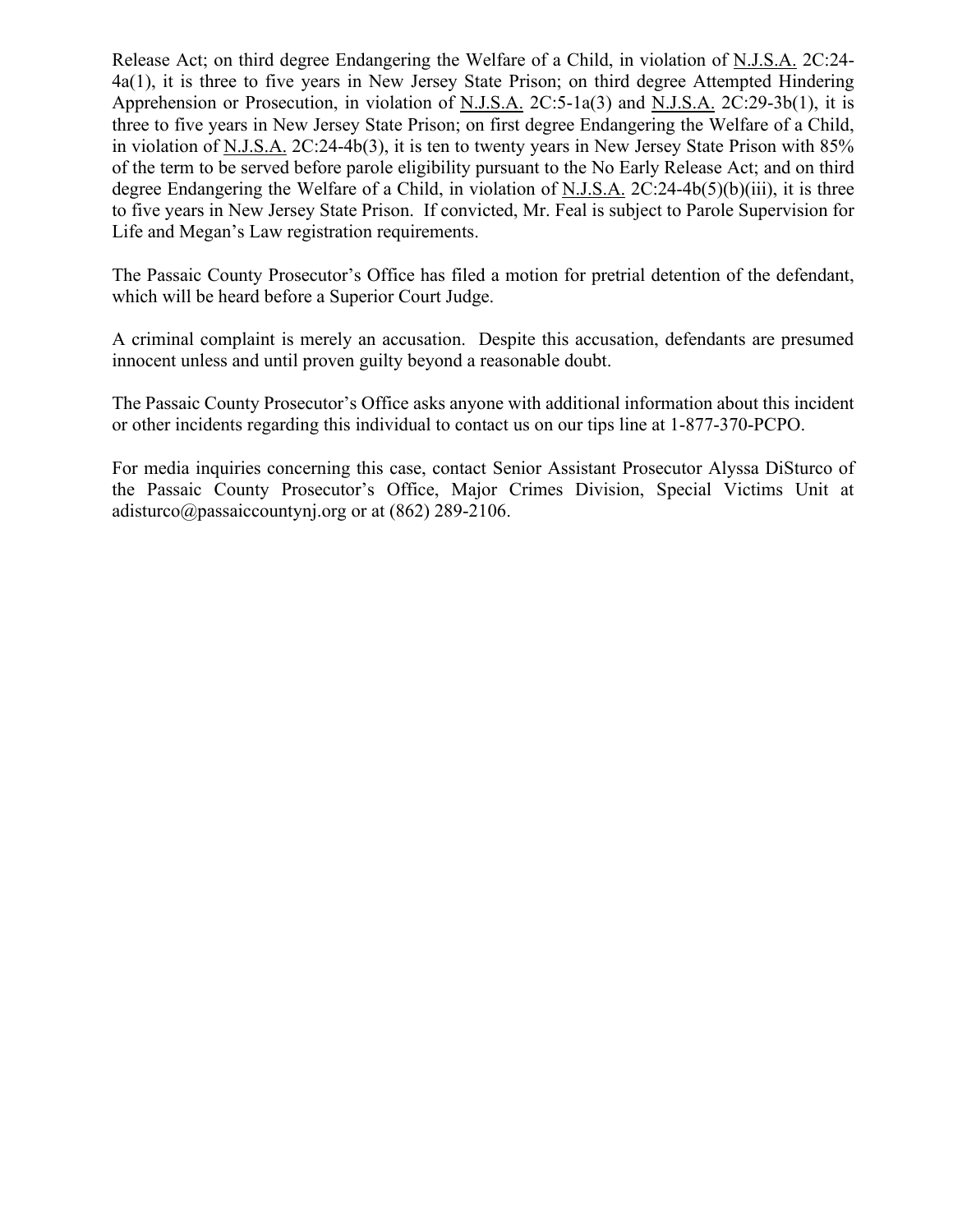Release Act; on third degree Endangering the Welfare of a Child, in violation of N.J.S.A. 2C:24-4a(1), it is three to five years in New Jersey State Prison; on third degree Attempted Hindering Apprehension or Prosecution, in violation of N.J.S.A. 2C:5-1a(3) and N.J.S.A. 2C:29-3b(1), it is three to five years in New Jersey State Prison; on first degree Endangering the Welfare of a Child, in violation of N.J.S.A. 2C:24-4b(3), it is ten to twenty years in New Jersey State Prison with 85% of the term to be served before parole eligibility pursuant to the No Early Release Act; and on third degree Endangering the Welfare of a Child, in violation of N.J.S.A. 2C:24-4b(5)(b)(iii), it is three to five years in New Jersey State Prison. If convicted, Mr. Feal is subject to Parole Supervision for Life and Megan's Law registration requirements.

The Passaic County Prosecutor's Office has filed a motion for pretrial detention of the defendant, which will be heard before a Superior Court Judge.

A criminal complaint is merely an accusation. Despite this accusation, defendants are presumed innocent unless and until proven guilty beyond a reasonable doubt.

The Passaic County Prosecutor's Office asks anyone with additional information about this incident or other incidents regarding this individual to contact us on our tips line at 1-877-370-PCPO.

For media inquiries concerning this case, contact Senior Assistant Prosecutor Alyssa DiSturco of the Passaic County Prosecutor's Office, Major Crimes Division, Special Victims Unit at adisturco@passaiccountynj.org or at (862) 289-2106.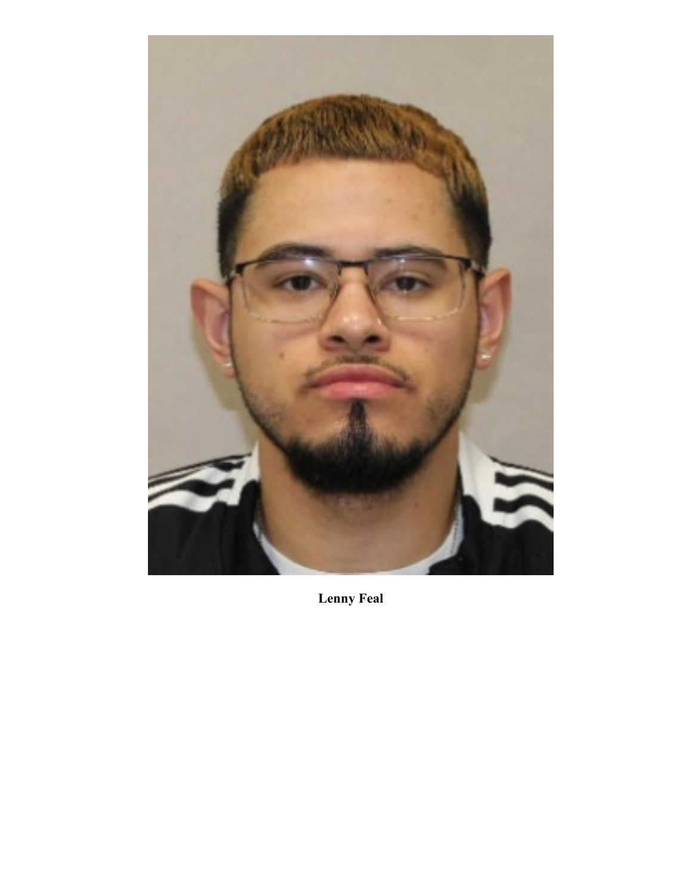**Lenny Feal**